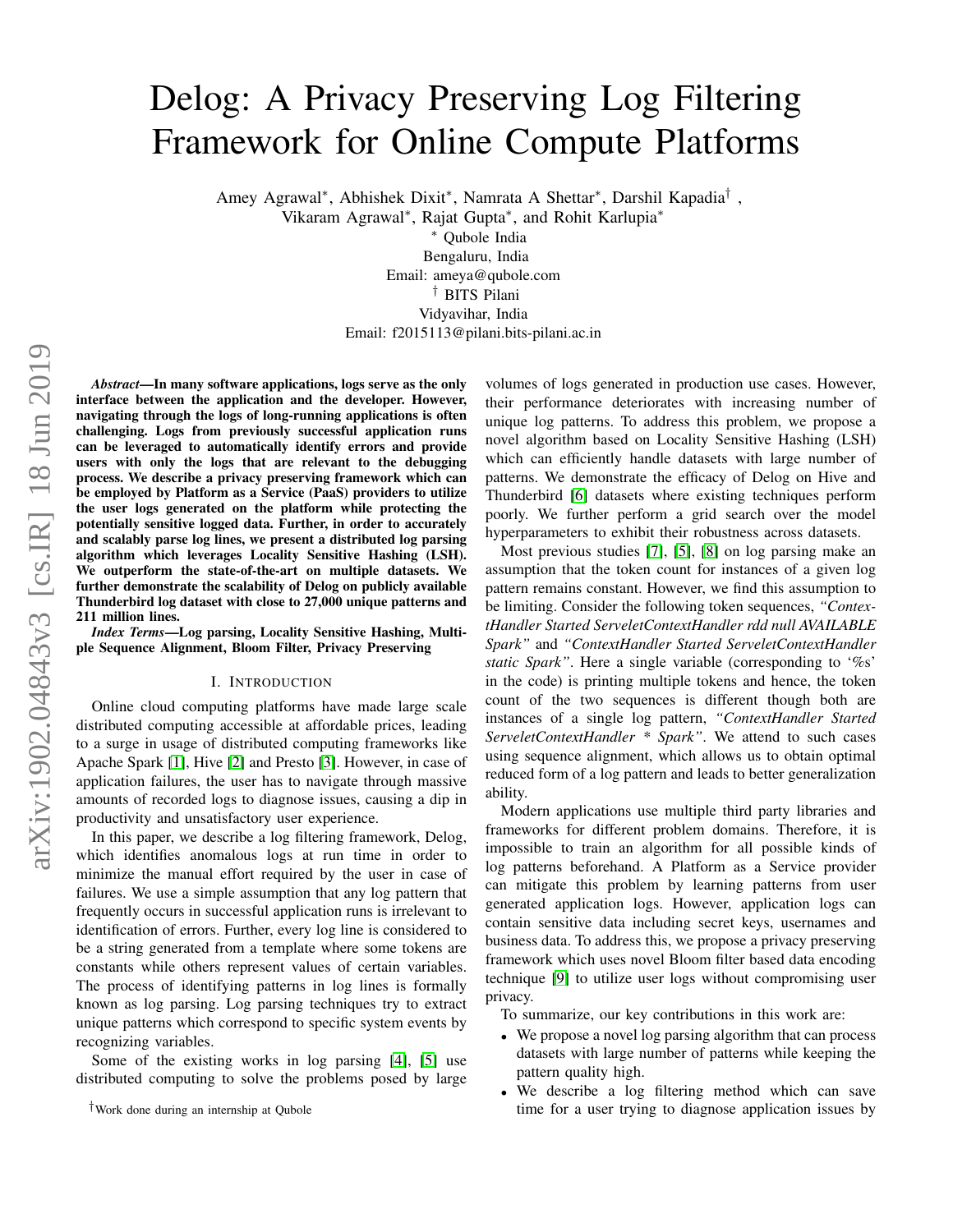# Delog: A Privacy Preserving Log Filtering Framework for Online Compute Platforms

Amey Agrawal*, Abhishek Dixit*, Namrata A Shettar*, Darshil Kapadia† ,
Vikaram Agrawal*, Rajat Gupta*, and Rohit Karlupia*

* Qubole India
Bengaluru, India
Email: ameya@qubole.com

† BITS Pilani
Vidyavihar, India
Email: f2015113@pilani.bits-pilani.ac.in

***Abstract*—In many software applications, logs serve as the only interface between the application and the developer. However, navigating through the logs of long-running applications is often challenging. Logs from previously successful application runs can be leveraged to automatically identify errors and provide users with only the logs that are relevant to the debugging process. We describe a privacy preserving framework which can be employed by Platform as a Service (PaaS) providers to utilize the user logs generated on the platform while protecting the potentially sensitive logged data. Further, in order to accurately and scalably parse log lines, we present a distributed log parsing algorithm which leverages Locality Sensitive Hashing (LSH). We outperform the state-of-the-art on multiple datasets. We further demonstrate the scalability of Delog on publicly available Thunderbird log dataset with close to 27,000 unique patterns and 211 million lines.**

***Index Terms*—Log parsing, Locality Sensitive Hashing, Multiple Sequence Alignment, Bloom Filter, Privacy Preserving**

## I. Introduction

Online cloud computing platforms have made large scale distributed computing accessible at affordable prices, leading to a surge in usage of distributed computing frameworks like Apache Spark [1], Hive [2] and Presto [3]. However, in case of application failures, the user has to navigate through massive amounts of recorded logs to diagnose issues, causing a dip in productivity and unsatisfactory user experience.

In this paper, we describe a log filtering framework, Delog, which identifies anomalous logs at run time in order to minimize the manual effort required by the user in case of failures. We use a simple assumption that any log pattern that frequently occurs in successful application runs is irrelevant to identification of errors. Further, every log line is considered to be a string generated from a template where some tokens are constants while others represent values of certain variables. The process of identifying patterns in log lines is formally known as log parsing. Log parsing techniques try to extract unique patterns which correspond to specific system events by recognizing variables.

Some of the existing works in log parsing [4], [5] use distributed computing to solve the problems posed by large volumes of logs generated in production use cases. However, their performance deteriorates with increasing number of unique log patterns. To address this problem, we propose a novel algorithm based on Locality Sensitive Hashing (LSH) which can efficiently handle datasets with large number of patterns. We demonstrate the efficacy of Delog on Hive and Thunderbird [6] datasets where existing techniques perform poorly. We further perform a grid search over the model hyperparameters to exhibit their robustness across datasets.

Most previous studies [7], [5], [8] on log parsing make an assumption that the token count for instances of a given log pattern remains constant. However, we find this assumption to be limiting. Consider the following token sequences, *"ContextHandler Started ServeletContextHandler rdd null AVAILABLE Spark"* and *"ContextHandler Started ServeletContextHandler static Spark"*. Here a single variable (corresponding to '%s' in the code) is printing multiple tokens and hence, the token count of the two sequences is different though both are instances of a single log pattern, *"ContextHandler Started ServeletContextHandler * Spark"*. We attend to such cases using sequence alignment, which allows us to obtain optimal reduced form of a log pattern and leads to better generalization ability.

Modern applications use multiple third party libraries and frameworks for different problem domains. Therefore, it is impossible to train an algorithm for all possible kinds of log patterns beforehand. A Platform as a Service provider can mitigate this problem by learning patterns from user generated application logs. However, application logs can contain sensitive data including secret keys, usernames and business data. To address this, we propose a privacy preserving framework which uses novel Bloom filter based data encoding technique [9] to utilize user logs without compromising user privacy.

To summarize, our key contributions in this work are:

- We propose a novel log parsing algorithm that can process datasets with large number of patterns while keeping the pattern quality high.
- We describe a log filtering method which can save time for a user trying to diagnose application issues by

†Work done during an internship at Qubole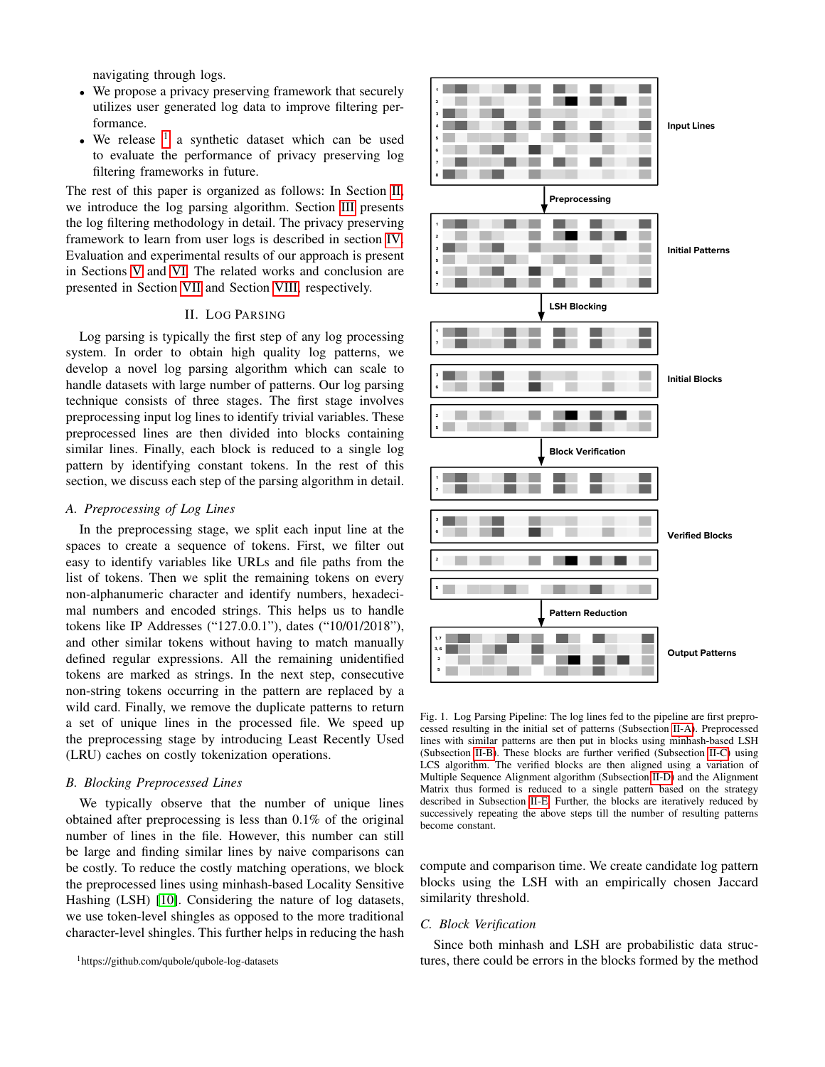navigating through logs.

- We propose a privacy preserving framework that securely utilizes user generated log data to improve filtering performance.
- We release [1] a synthetic dataset which can be used to evaluate the performance of privacy preserving log filtering frameworks in future.

The rest of this paper is organized as follows: In Section II, we introduce the log parsing algorithm. Section III presents the log filtering methodology in detail. The privacy preserving framework to learn from user logs is described in section IV. Evaluation and experimental results of our approach is present in Sections V and VI. The related works and conclusion are presented in Section VII and Section VIII, respectively.

## II. Log Parsing

Log parsing is typically the first step of any log processing system. In order to obtain high quality log patterns, we develop a novel log parsing algorithm which can scale to handle datasets with large number of patterns. Our log parsing technique consists of three stages. The first stage involves preprocessing input log lines to identify trivial variables. These preprocessed lines are then divided into blocks containing similar lines. Finally, each block is reduced to a single log pattern by identifying constant tokens. In the rest of this section, we discuss each step of the parsing algorithm in detail.

### A. Preprocessing of Log Lines

In the preprocessing stage, we split each input line at the spaces to create a sequence of tokens. First, we filter out easy to identify variables like URLs and file paths from the list of tokens. Then we split the remaining tokens on every non-alphanumeric character and identify numbers, hexadecimal numbers and encoded strings. This helps us to handle tokens like IP Addresses ("127.0.0.1"), dates ("10/01/2018"), and other similar tokens without having to match manually defined regular expressions. All the remaining unidentified tokens are marked as strings. In the next step, consecutive non-string tokens occurring in the pattern are replaced by a wild card. Finally, we remove the duplicate patterns to return a set of unique lines in the processed file. We speed up the preprocessing stage by introducing Least Recently Used (LRU) caches on costly tokenization operations.

### B. Blocking Preprocessed Lines

We typically observe that the number of unique lines obtained after preprocessing is less than 0.1% of the original number of lines in the file. However, this number can still be large and finding similar lines by naive comparisons can be costly. To reduce the costly matching operations, we block the preprocessed lines using minhash-based Locality Sensitive Hashing (LSH) [10]. Considering the nature of log datasets, we use token-level shingles as opposed to the more traditional character-level shingles. This further helps in reducing the hash compute and comparison time. We create candidate log pattern blocks using the LSH with an empirically chosen Jaccard similarity threshold.

Fig. 1. Log Parsing Pipeline: The log lines fed to the pipeline are first preprocessed resulting in the initial set of patterns (Subsection II-A). Preprocessed lines with similar patterns are then put in blocks using minhash-based LSH (Subsection II-B). These blocks are further verified (Subsection II-C) using LCS algorithm. The verified blocks are then aligned using a variation of Multiple Sequence Alignment algorithm (Subsection II-D) and the Alignment Matrix thus formed is reduced to a single pattern based on the strategy described in Subsection II-E. Further, the blocks are iteratively reduced by successively repeating the above steps till the number of resulting patterns become constant.

### C. Block Verification

Since both minhash and LSH are probabilistic data structures, there could be errors in the blocks formed by the method

[1] https://github.com/qubole/qubole-log-datasets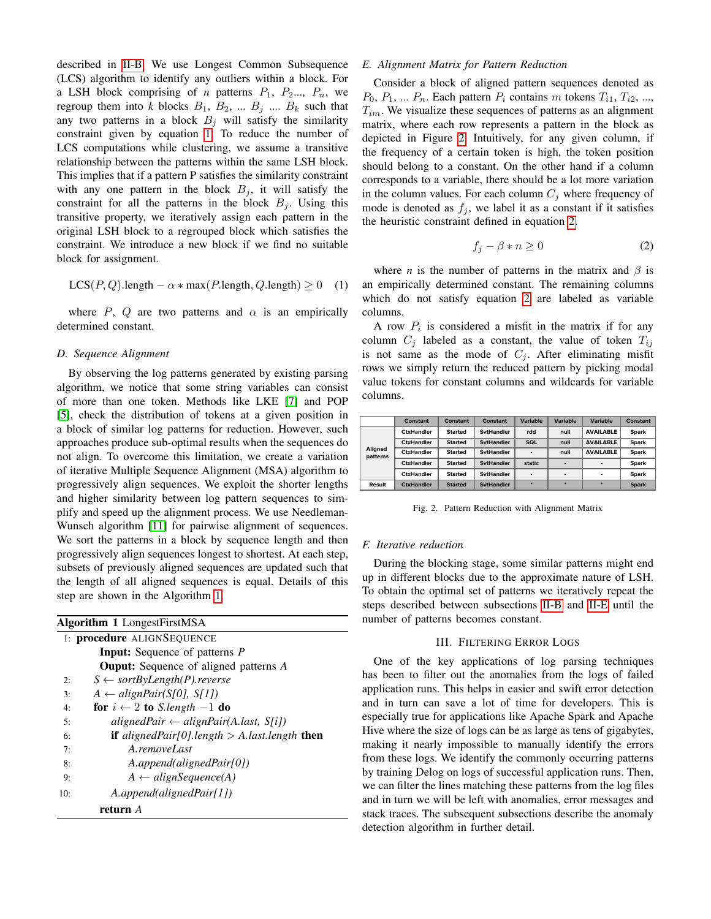described in II-B. We use Longest Common Subsequence (LCS) algorithm to identify any outliers within a block. For a LSH block comprising of $n$ patterns $P_1$, $P_2$..., $P_n$, we regroup them into $k$ blocks $B_1$, $B_2$, ... $B_j$ .... $B_k$ such that any two patterns in a block $B_j$ will satisfy the similarity constraint given by equation 1. To reduce the number of LCS computations while clustering, we assume a transitive relationship between the patterns within the same LSH block. This implies that if a pattern P satisfies the similarity constraint with any one pattern in the block $B_j$, it will satisfy the constraint for all the patterns in the block $B_j$. Using this transitive property, we iteratively assign each pattern in the original LSH block to a regrouped block which satisfies the constraint. We introduce a new block if we find no suitable block for assignment.

$$\text{LCS}(P, Q).\text{length} - \alpha * \max(P.\text{length}, Q.\text{length}) \geq 0 \quad (1)$$

where $P$, $Q$ are two patterns and $\alpha$ is an empirically determined constant.

### D. Sequence Alignment

By observing the log patterns generated by existing parsing algorithm, we notice that some string variables can consist of more than one token. Methods like LKE [7] and POP [5], check the distribution of tokens at a given position in a block of similar log patterns for reduction. However, such approaches produce sub-optimal results when the sequences do not align. To overcome this limitation, we create a variation of iterative Multiple Sequence Alignment (MSA) algorithm to progressively align sequences. We exploit the shorter lengths and higher similarity between log pattern sequences to simplify and speed up the alignment process. We use Needleman-Wunsch algorithm [11] for pairwise alignment of sequences. We sort the patterns in a block by sequence length and then progressively align sequences longest to shortest. At each step, subsets of previously aligned sequences are updated such that the length of all aligned sequences is equal. Details of this step are shown in the Algorithm 1.

**Algorithm 1** LongestFirstMSA

```
1:  procedure ALIGNSEQUENCE
        Input: Sequence of patterns P
        Ouput: Sequence of aligned patterns A
2:      S ← sortByLength(P).reverse
3:      A ← alignPair(S[0], S[1])
4:      for i ← 2 to S.length −1 do
5:          alignedPair ← alignPair(A.last, S[i])
6:          if alignedPair[0].length > A.last.length then
7:              A.removeLast
8:              A.append(alignedPair[0])
9:              A ← alignSequence(A)
10:         A.append(alignedPair[1])
        return A
```

### E. Alignment Matrix for Pattern Reduction

Consider a block of aligned pattern sequences denoted as $P_0$, $P_1$, ... $P_n$. Each pattern $P_i$ contains $m$ tokens $T_{i1}$, $T_{i2}$, ..., $T_{im}$. We visualize these sequences of patterns as an alignment matrix, where each row represents a pattern in the block as depicted in Figure 2. Intuitively, for any given column, if the frequency of a certain token is high, the token position should belong to a constant. On the other hand if a column corresponds to a variable, there should be a lot more variation in the column values. For each column $C_j$ where frequency of mode is denoted as $f_j$, we label it as a constant if it satisfies the heuristic constraint defined in equation 2.

$$f_j - \beta * n \geq 0 \quad (2)$$

where $n$ is the number of patterns in the matrix and $\beta$ is an empirically determined constant. The remaining columns which do not satisfy equation 2 are labeled as variable columns.

A row $P_i$ is considered a misfit in the matrix if for any column $C_j$ labeled as a constant, the value of token $T_{ij}$ is not same as the mode of $C_j$. After eliminating misfit rows we simply return the reduced pattern by picking modal value tokens for constant columns and wildcards for variable columns.

| | Constant | Constant | Constant | Variable | Variable | Variable | Constant |
|---|---|---|---|---|---|---|---|
| Aligned patterns | CtxHandler | Started | SvtHandler | rdd | null | AVAILABLE | Spark |
| | CtxHandler | Started | SvtHandler | SQL | null | AVAILABLE | Spark |
| | CtxHandler | Started | SvtHandler | - | null | AVAILABLE | Spark |
| | CtxHandler | Started | SvtHandler | static | - | - | Spark |
| | CtxHandler | Started | SvtHandler | - | - | - | Spark |
| Result | CtxHandler | Started | SvtHandler | * | * | * | Spark |

Fig. 2. Pattern Reduction with Alignment Matrix

### F. Iterative reduction

During the blocking stage, some similar patterns might end up in different blocks due to the approximate nature of LSH. To obtain the optimal set of patterns we iteratively repeat the steps described between subsections II-B and II-E until the number of patterns becomes constant.

## III. Filtering Error Logs

One of the key applications of log parsing techniques has been to filter out the anomalies from the logs of failed application runs. This helps in easier and swift error detection and in turn can save a lot of time for developers. This is especially true for applications like Apache Spark and Apache Hive where the size of logs can be as large as tens of gigabytes, making it nearly impossible to manually identify the errors from these logs. We identify the commonly occurring patterns by training Delog on logs of successful application runs. Then, we can filter the lines matching these patterns from the log files and in turn we will be left with anomalies, error messages and stack traces. The subsequent subsections describe the anomaly detection algorithm in further detail.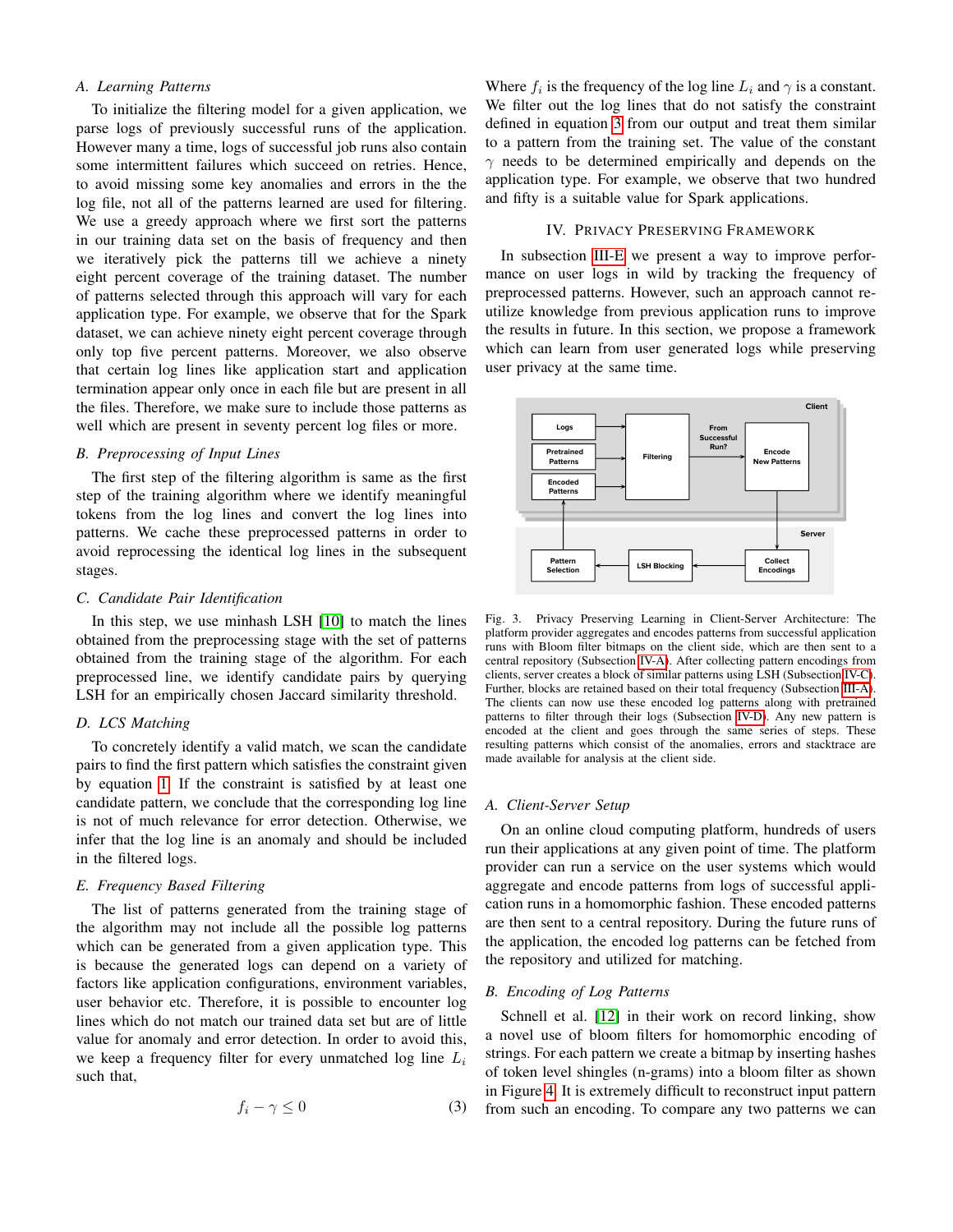### A. Learning Patterns

To initialize the filtering model for a given application, we parse logs of previously successful runs of the application. However many a time, logs of successful job runs also contain some intermittent failures which succeed on retries. Hence, to avoid missing some key anomalies and errors in the the log file, not all of the patterns learned are used for filtering. We use a greedy approach where we first sort the patterns in our training data set on the basis of frequency and then we iteratively pick the patterns till we achieve a ninety eight percent coverage of the training dataset. The number of patterns selected through this approach will vary for each application type. For example, we observe that for the Spark dataset, we can achieve ninety eight percent coverage through only top five percent patterns. Moreover, we also observe that certain log lines like application start and application termination appear only once in each file but are present in all the files. Therefore, we make sure to include those patterns as well which are present in seventy percent log files or more.

### B. Preprocessing of Input Lines

The first step of the filtering algorithm is same as the first step of the training algorithm where we identify meaningful tokens from the log lines and convert the log lines into patterns. We cache these preprocessed patterns in order to avoid reprocessing the identical log lines in the subsequent stages.

### C. Candidate Pair Identification

In this step, we use minhash LSH [10] to match the lines obtained from the preprocessing stage with the set of patterns obtained from the training stage of the algorithm. For each preprocessed line, we identify candidate pairs by querying LSH for an empirically chosen Jaccard similarity threshold.

### D. LCS Matching

To concretely identify a valid match, we scan the candidate pairs to find the first pattern which satisfies the constraint given by equation 1. If the constraint is satisfied by at least one candidate pattern, we conclude that the corresponding log line is not of much relevance for error detection. Otherwise, we infer that the log line is an anomaly and should be included in the filtered logs.

### E. Frequency Based Filtering

The list of patterns generated from the training stage of the algorithm may not include all the possible log patterns which can be generated from a given application type. This is because the generated logs can depend on a variety of factors like application configurations, environment variables, user behavior etc. Therefore, it is possible to encounter log lines which do not match our trained data set but are of little value for anomaly and error detection. In order to avoid this, we keep a frequency filter for every unmatched log line $L_i$ such that,

$$f_i - \gamma \leq 0 \tag{3}$$

Where $f_i$ is the frequency of the log line $L_i$ and $\gamma$ is a constant. We filter out the log lines that do not satisfy the constraint defined in equation 3 from our output and treat them similar to a pattern from the training set. The value of the constant $\gamma$ needs to be determined empirically and depends on the application type. For example, we observe that two hundred and fifty is a suitable value for Spark applications.

## IV. Privacy Preserving Framework

In subsection III-E we present a way to improve performance on user logs in wild by tracking the frequency of preprocessed patterns. However, such an approach cannot reutilize knowledge from previous application runs to improve the results in future. In this section, we propose a framework which can learn from user generated logs while preserving user privacy at the same time.

Client
Logs
Pretrained Patterns
Encoded Patterns
Filtering
From Successful Run?
Encode New Patterns
Server
Pattern Selection
LSH Blocking
Collect Encodings

Fig. 3. Privacy Preserving Learning in Client-Server Architecture: The platform provider aggregates and encodes patterns from successful application runs with Bloom filter bitmaps on the client side, which are then sent to a central repository (Subsection IV-A). After collecting pattern encodings from clients, server creates a block of similar patterns using LSH (Subsection IV-C). Further, blocks are retained based on their total frequency (Subsection III-A). The clients can now use these encoded log patterns along with pretrained patterns to filter through their logs (Subsection IV-D). Any new pattern is encoded at the client and goes through the same series of steps. These resulting patterns which consist of the anomalies, errors and stacktrace are made available for analysis at the client side.

### A. Client-Server Setup

On an online cloud computing platform, hundreds of users run their applications at any given point of time. The platform provider can run a service on the user systems which would aggregate and encode patterns from logs of successful application runs in a homomorphic fashion. These encoded patterns are then sent to a central repository. During the future runs of the application, the encoded log patterns can be fetched from the repository and utilized for matching.

### B. Encoding of Log Patterns

Schnell et al. [12] in their work on record linking, show a novel use of bloom filters for homomorphic encoding of strings. For each pattern we create a bitmap by inserting hashes of token level shingles (n-grams) into a bloom filter as shown in Figure 4. It is extremely difficult to reconstruct input pattern from such an encoding. To compare any two patterns we can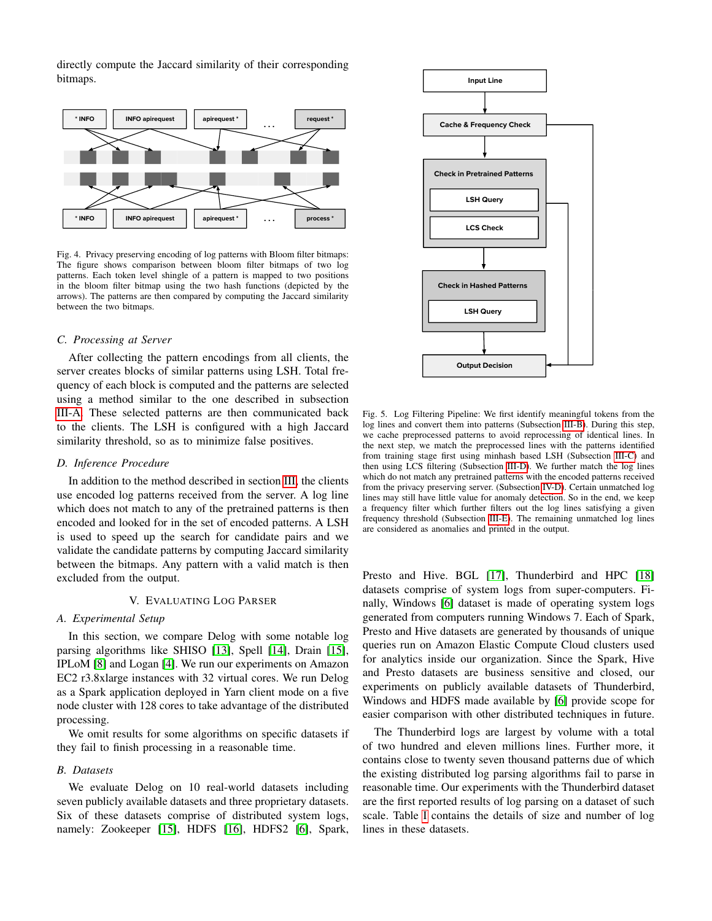directly compute the Jaccard similarity of their corresponding bitmaps.

Fig. 4. Privacy preserving encoding of log patterns with Bloom filter bitmaps: The figure shows comparison between bloom filter bitmaps of two log patterns. Each token level shingle of a pattern is mapped to two positions in the bloom filter bitmap using the two hash functions (depicted by the arrows). The patterns are then compared by computing the Jaccard similarity between the two bitmaps.

### C. Processing at Server

After collecting the pattern encodings from all clients, the server creates blocks of similar patterns using LSH. Total frequency of each block is computed and the patterns are selected using a method similar to the one described in subsection III-A. These selected patterns are then communicated back to the clients. The LSH is configured with a high Jaccard similarity threshold, so as to minimize false positives.

### D. Inference Procedure

In addition to the method described in section III, the clients use encoded log patterns received from the server. A log line which does not match to any of the pretrained patterns is then encoded and looked for in the set of encoded patterns. A LSH is used to speed up the search for candidate pairs and we validate the candidate patterns by computing Jaccard similarity between the bitmaps. Any pattern with a valid match is then excluded from the output.

## V. Evaluating Log Parser

### A. Experimental Setup

In this section, we compare Delog with some notable log parsing algorithms like SHISO [13], Spell [14], Drain [15], IPLoM [8] and Logan [4]. We run our experiments on Amazon EC2 r3.8xlarge instances with 32 virtual cores. We run Delog as a Spark application deployed in Yarn client mode on a five node cluster with 128 cores to take advantage of the distributed processing.

We omit results for some algorithms on specific datasets if they fail to finish processing in a reasonable time.

### B. Datasets

We evaluate Delog on 10 real-world datasets including seven publicly available datasets and three proprietary datasets. Six of these datasets comprise of distributed system logs, namely: Zookeeper [15], HDFS [16], HDFS2 [6], Spark, Presto and Hive. BGL [17], Thunderbird and HPC [18] datasets comprise of system logs from super-computers. Finally, Windows [6] dataset is made of operating system logs generated from computers running Windows 7. Each of Spark, Presto and Hive datasets are generated by thousands of unique queries run on Amazon Elastic Compute Cloud clusters used for analytics inside our organization. Since the Spark, Hive and Presto datasets are business sensitive and closed, our experiments on publicly available datasets of Thunderbird, Windows and HDFS made available by [6] provide scope for easier comparison with other distributed techniques in future.

The Thunderbird logs are largest by volume with a total of two hundred and eleven millions lines. Further more, it contains close to twenty seven thousand patterns due of which the existing distributed log parsing algorithms fail to parse in reasonable time. Our experiments with the Thunderbird dataset are the first reported results of log parsing on a dataset of such scale. Table I contains the details of size and number of log lines in these datasets.

Fig. 5. Log Filtering Pipeline: We first identify meaningful tokens from the log lines and convert them into patterns (Subsection III-B). During this step, we cache preprocessed patterns to avoid reprocessing of identical lines. In the next step, we match the preprocessed lines with the patterns identified from training stage first using minhash based LSH (Subsection III-C) and then using LCS filtering (Subsection III-D). We further match the log lines which do not match any pretrained patterns with the encoded patterns received from the privacy preserving server. (Subsection IV-D). Certain unmatched log lines may still have little value for anomaly detection. So in the end, we keep a frequency filter which further filters out the log lines satisfying a given frequency threshold (Subsection III-E). The remaining unmatched log lines are considered as anomalies and printed in the output.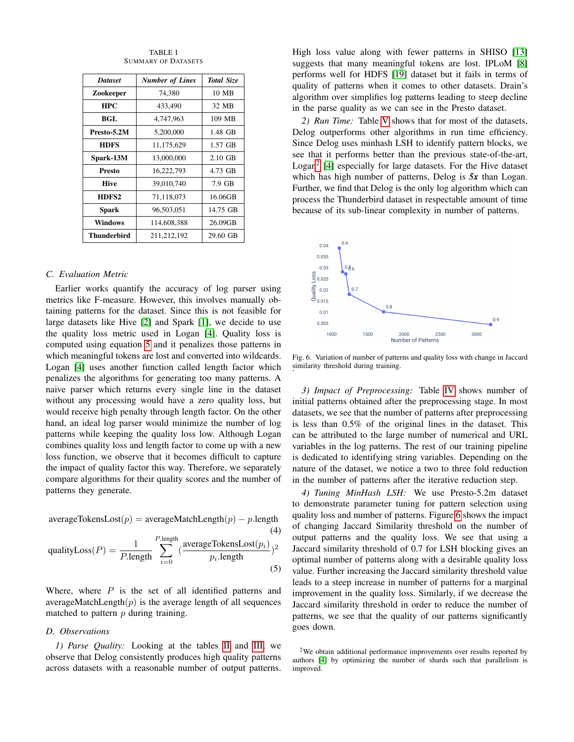TABLE I
SUMMARY OF DATASETS

| *Dataset* | *Number of Lines* | *Total Size* |
|---|---|---|
| **Zookeeper** | 74,380 | 10 MB |
| **HPC** | 433,490 | 32 MB |
| **BGL** | 4,747,963 | 109 MB |
| **Presto-5.2M** | 5,200,000 | 1.48 GB |
| **HDFS** | 11,175,629 | 1.57 GB |
| **Spark-13M** | 13,000,000 | 2.10 GB |
| **Presto** | 16,222,793 | 4.73 GB |
| **Hive** | 39,010,740 | 7.9 GB |
| **HDFS2** | 71,118,073 | 16.06GB |
| **Spark** | 96,503,051 | 14.75 GB |
| **Windows** | 114,608,388 | 26.09GB |
| **Thunderbird** | 211,212,192 | 29.60 GB |

### C. Evaluation Metric

Earlier works quantify the accuracy of log parser using metrics like F-measure. However, this involves manually obtaining patterns for the dataset. Since this is not feasible for large datasets like Hive [2] and Spark [1], we decide to use the quality loss metric used in Logan [4]. Quality loss is computed using equation 5 and it penalizes those patterns in which meaningful tokens are lost and converted into wildcards. Logan [4] uses another function called length factor which penalizes the algorithms for generating too many patterns. A naive parser which returns every single line in the dataset without any processing would have a zero quality loss, but would receive high penalty through length factor. On the other hand, an ideal log parser would minimize the number of log patterns while keeping the quality loss low. Although Logan combines quality loss and length factor to come up with a new loss function, we observe that it becomes difficult to capture the impact of quality factor this way. Therefore, we separately compare algorithms for their quality scores and the number of patterns they generate.

$$\text{averageTokensLost}(p) = \text{averageMatchLength}(p) - p.\text{length} \tag{4}$$

$$\text{qualityLoss}(P) = \frac{1}{P.\text{length}} \sum_{i=0}^{P.\text{length}} \left(\frac{\text{averageTokensLost}(p_i)}{p_i.\text{length}}\right)^2 \tag{5}$$

Where, where $P$ is the set of all identified patterns and averageMatchLength($p$) is the average length of all sequences matched to pattern $p$ during training.

### D. Observations

*1) Parse Quality:* Looking at the tables II and III, we observe that Delog consistently produces high quality patterns across datasets with a reasonable number of output patterns. High loss value along with fewer patterns in SHISO [13] suggests that many meaningful tokens are lost. IPLoM [8] performs well for HDFS [19] dataset but it fails in terms of quality of patterns when it comes to other datasets. Drain's algorithm over simplifies log patterns leading to steep decline in the parse quality as we can see in the Presto dataset.

*2) Run Time:* Table V shows that for most of the datasets, Delog outperforms other algorithms in run time efficiency. Since Delog uses minhash LSH to identify pattern blocks, we see that it performs better than the previous state-of-the-art, Logan[2] [4] especially for large datasets. For the Hive dataset which has high number of patterns, Delog is ***5x*** than Logan. Further, we find that Delog is the only log algorithm which can process the Thunderbird dataset in respectable amount of time because of its sub-linear complexity in number of patterns.

Fig. 6. Variation of number of patterns and quality loss with change in Jaccard similarity threshold during training.

*3) Impact of Preprocessing:* Table IV shows number of initial patterns obtained after the preprocessing stage. In most datasets, we see that the number of patterns after preprocessing is less than 0.5% of the original lines in the dataset. This can be attributed to the large number of numerical and URL variables in the log patterns. The rest of our training pipeline is dedicated to identifying string variables. Depending on the nature of the dataset, we notice a two to three fold reduction in the number of patterns after the iterative reduction step.

*4) Tuning MinHash LSH:* We use Presto-5.2m dataset to demonstrate parameter tuning for pattern selection using quality loss and number of patterns. Figure 6 shows the impact of changing Jaccard Similarity threshold on the number of output patterns and the quality loss. We see that using a Jaccard similarity threshold of 0.7 for LSH blocking gives an optimal number of patterns along with a desirable quality loss value. Further increasing the Jaccard similarity threshold value leads to a steep increase in number of patterns for a marginal improvement in the quality loss. Similarly, if we decrease the Jaccard similarity threshold in order to reduce the number of patterns, we see that the quality of our patterns significantly goes down.

[2] We obtain additional performance improvements over results reported by authors [4] by optimizing the number of shards such that parallelism is improved.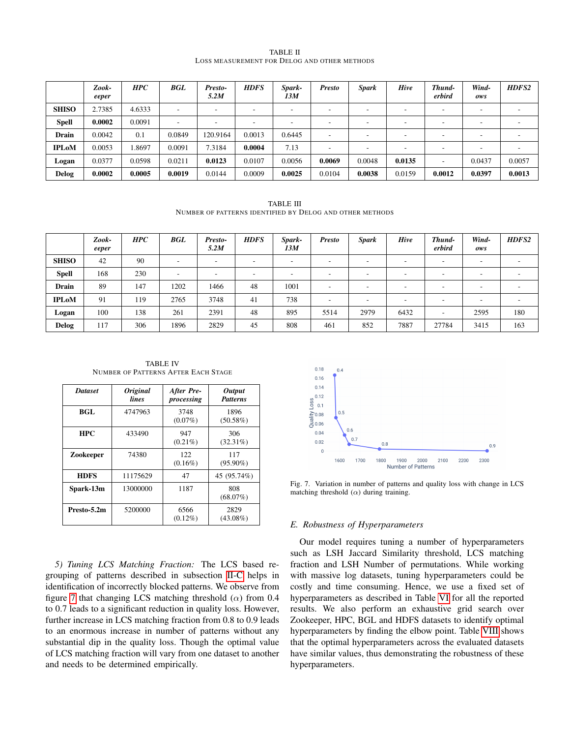TABLE II

LOSS MEASUREMENT FOR DELOG AND OTHER METHODS

| | *Zookeeper* | *HPC* | *BGL* | *Presto-5.2M* | *HDFS* | *Spark-13M* | *Presto* | *Spark* | *Hive* | *Thunderbird* | *Windows* | *HDFS2* |
|---|---|---|---|---|---|---|---|---|---|---|---|---|
| **SHISO** | 2.7385 | 4.6333 | - | - | - | - | - | - | - | - | - | - |
| **Spell** | **0.0002** | 0.0091 | - | - | - | - | - | - | - | - | - | - |
| **Drain** | 0.0042 | 0.1 | 0.0849 | 120.9164 | 0.0013 | 0.6445 | - | - | - | - | - | - |
| **IPLoM** | 0.0053 | 1.8697 | 0.0091 | 7.3184 | **0.0004** | 7.13 | - | - | - | - | - | - |
| **Logan** | 0.0377 | 0.0598 | 0.0211 | **0.0123** | 0.0107 | 0.0056 | **0.0069** | 0.0048 | **0.0135** | - | 0.0437 | 0.0057 |
| **Delog** | **0.0002** | **0.0005** | **0.0019** | 0.0144 | 0.0009 | **0.0025** | 0.0104 | **0.0038** | 0.0159 | **0.0012** | **0.0397** | **0.0013** |

TABLE III

NUMBER OF PATTERNS IDENTIFIED BY DELOG AND OTHER METHODS

| | *Zookeeper* | *HPC* | *BGL* | *Presto-5.2M* | *HDFS* | *Spark-13M* | *Presto* | *Spark* | *Hive* | *Thunderbird* | *Windows* | *HDFS2* |
|---|---|---|---|---|---|---|---|---|---|---|---|---|
| **SHISO** | 42 | 90 | - | - | - | - | - | - | - | - | - | - |
| **Spell** | 168 | 230 | - | - | - | - | - | - | - | - | - | - |
| **Drain** | 89 | 147 | 1202 | 1466 | 48 | 1001 | - | - | - | - | - | - |
| **IPLoM** | 91 | 119 | 2765 | 3748 | 41 | 738 | - | - | - | - | - | - |
| **Logan** | 100 | 138 | 261 | 2391 | 48 | 895 | 5514 | 2979 | 6432 | - | 2595 | 180 |
| **Delog** | 117 | 306 | 1896 | 2829 | 45 | 808 | 461 | 852 | 7887 | 27784 | 3415 | 163 |

TABLE IV

NUMBER OF PATTERNS AFTER EACH STAGE

| *Dataset* | *Original lines* | *After Pre-processing* | *Output Patterns* |
|---|---|---|---|
| **BGL** | 4747963 | 3748 (0.07%) | 1896 (50.58%) |
| **HPC** | 433490 | 947 (0.21%) | 306 (32.31%) |
| **Zookeeper** | 74380 | 122 (0.16%) | 117 (95.90%) |
| **HDFS** | 11175629 | 47 | 45 (95.74%) |
| **Spark-13m** | 13000000 | 1187 | 808 (68.07%) |
| **Presto-5.2m** | 5200000 | 6566 (0.12%) | 2829 (43.08%) |

*5) Tuning LCS Matching Fraction:* The LCS based re-grouping of patterns described in subsection II-C helps in identification of incorrectly blocked patterns. We observe from figure 7 that changing LCS matching threshold ($\alpha$) from 0.4 to 0.7 leads to a significant reduction in quality loss. However, further increase in LCS matching fraction from 0.8 to 0.9 leads to an enormous increase in number of patterns without any substantial dip in the quality loss. Though the optimal value of LCS matching fraction will vary from one dataset to another and needs to be determined empirically.

Fig. 7. Variation in number of patterns and quality loss with change in LCS matching threshold ($\alpha$) during training.

### E. Robustness of Hyperparameters

Our model requires tuning a number of hyperparameters such as LSH Jaccard Similarity threshold, LCS matching fraction and LSH Number of permutations. While working with massive log datasets, tuning hyperparameters could be costly and time consuming. Hence, we use a fixed set of hyperparameters as described in Table VI for all the reported results. We also perform an exhaustive grid search over Zookeeper, HPC, BGL and HDFS datasets to identify optimal hyperparameters by finding the elbow point. Table VIII shows that the optimal hyperparameters across the evaluated datasets have similar values, thus demonstrating the robustness of these hyperparameters.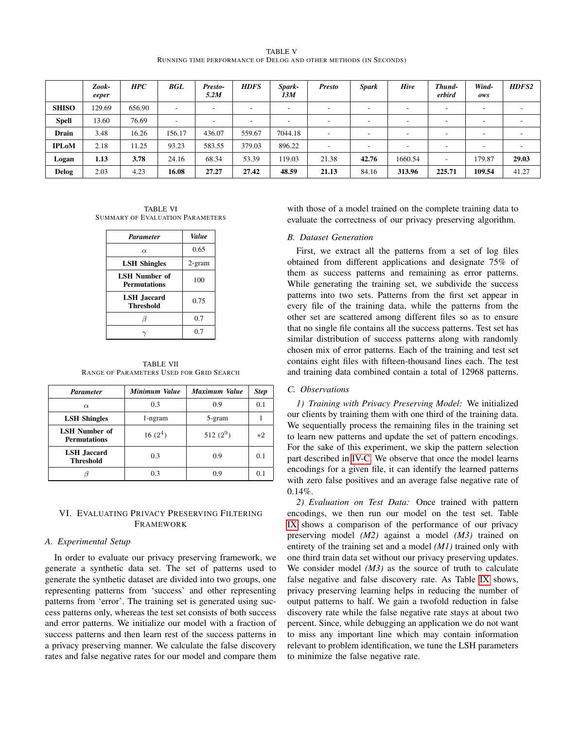TABLE V
RUNNING TIME PERFORMANCE OF DELOG AND OTHER METHODS (IN SECONDS)

| | *Zookeeper* | *HPC* | *BGL* | *Presto-5.2M* | *HDFS* | *Spark-13M* | *Presto* | *Spark* | *Hive* | *Thunderbird* | *Windows* | *HDFS2* |
|---|---|---|---|---|---|---|---|---|---|---|---|---|
| **SHISO** | 129.69 | 656.90 | - | - | - | - | - | - | - | - | - | - |
| **Spell** | 13.60 | 76.69 | - | - | - | - | - | - | - | - | - | - |
| **Drain** | 3.48 | 16.26 | 156.17 | 436.07 | 559.67 | 7044.18 | - | - | - | - | - | - |
| **IPLoM** | 2.18 | 11.25 | 93.23 | 583.55 | 379.03 | 896.22 | - | - | - | - | - | - |
| **Logan** | **1.13** | **3.78** | 24.16 | 68.34 | 53.39 | 119.03 | 21.38 | **42.76** | 1660.54 | - | 179.87 | **29.03** |
| **Delog** | 2.03 | 4.23 | **16.08** | **27.27** | **27.42** | **48.59** | **21.13** | 84.16 | **313.96** | **225.71** | **109.54** | 41.27 |

TABLE VI
SUMMARY OF EVALUATION PARAMETERS

| *Parameter* | *Value* |
|---|---|
| $\alpha$ | 0.65 |
| **LSH Shingles** | 2-gram |
| **LSH Number of Permutations** | 100 |
| **LSH Jaccard Threshold** | 0.75 |
| $\beta$ | 0.7 |
| $\gamma$ | 0.7 |

TABLE VII
RANGE OF PARAMETERS USED FOR GRID SEARCH

| *Parameter* | *Minimum Value* | *Maximum Value* | *Step* |
|---|---|---|---|
| $\alpha$ | 0.3 | 0.9 | 0.1 |
| **LSH Shingles** | 1-ngram | 5-gram | 1 |
| **LSH Number of Permutations** | 16 ($2^4$) | 512 ($2^9$) | $*2$ |
| **LSH Jaccard Threshold** | 0.3 | 0.9 | 0.1 |
| $\beta$ | 0.3 | 0.9 | 0.1 |

## VI. EVALUATING PRIVACY PRESERVING FILTERING FRAMEWORK

### A. Experimental Setup

In order to evaluate our privacy preserving framework, we generate a synthetic data set. The set of patterns used to generate the synthetic dataset are divided into two groups, one representing patterns from 'success' and other representing patterns from 'error'. The training set is generated using success patterns only, whereas the test set consists of both success and error patterns. We initialize our model with a fraction of success patterns and then learn rest of the success patterns in a privacy preserving manner. We calculate the false discovery rates and false negative rates for our model and compare them with those of a model trained on the complete training data to evaluate the correctness of our privacy preserving algorithm.

### B. Dataset Generation

First, we extract all the patterns from a set of log files obtained from different applications and designate 75% of them as success patterns and remaining as error patterns. While generating the training set, we subdivide the success patterns into two sets. Patterns from the first set appear in every file of the training data, while the patterns from the other set are scattered among different files so as to ensure that no single file contains all the success patterns. Test set has similar distribution of success patterns along with randomly chosen mix of error patterns. Each of the training and test set contains eight files with fifteen-thousand lines each. The test and training data combined contain a total of 12968 patterns.

### C. Observations

*1) Training with Privacy Preserving Model:* We initialized our clients by training them with one third of the training data. We sequentially process the remaining files in the training set to learn new patterns and update the set of pattern encodings. For the sake of this experiment, we skip the pattern selection part described in IV-C. We observe that once the model learns encodings for a given file, it can identify the learned patterns with zero false positives and an average false negative rate of 0.14%.

*2) Evaluation on Test Data:* Once trained with pattern encodings, we then run our model on the test set. Table IX shows a comparison of the performance of our privacy preserving model *(M2)* against a model *(M3)* trained on entirety of the training set and a model *(M1)* trained only with one third train data set without our privacy preserving updates. We consider model *(M3)* as the source of truth to calculate false negative and false discovery rate. As Table IX shows, privacy preserving learning helps in reducing the number of output patterns to half. We gain a twofold reduction in false discovery rate while the false negative rate stays at about two percent. Since, while debugging an application we do not want to miss any important line which may contain information relevant to problem identification, we tune the LSH parameters to minimize the false negative rate.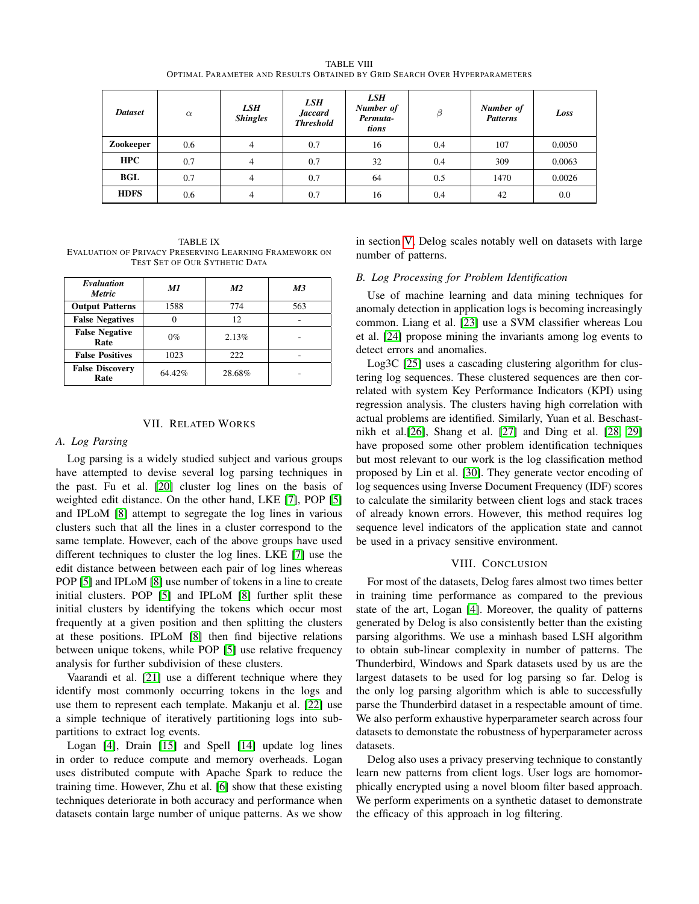TABLE VIII
Optimal Parameter and Results Obtained by Grid Search Over Hyperparameters

| ***Dataset*** | $\alpha$ | ***LSH Shingles*** | ***LSH Jaccard Threshold*** | ***LSH Number of Permutations*** | $\beta$ | ***Number of Patterns*** | ***Loss*** |
|---|---|---|---|---|---|---|---|
| **Zookeeper** | 0.6 | 4 | 0.7 | 16 | 0.4 | 107 | 0.0050 |
| **HPC** | 0.7 | 4 | 0.7 | 32 | 0.4 | 309 | 0.0063 |
| **BGL** | 0.7 | 4 | 0.7 | 64 | 0.5 | 1470 | 0.0026 |
| **HDFS** | 0.6 | 4 | 0.7 | 16 | 0.4 | 42 | 0.0 |

TABLE IX
Evaluation of Privacy Preserving Learning Framework on Test Set of Our Sythetic Data

| ***Evaluation Metric*** | ***M1*** | ***M2*** | ***M3*** |
|---|---|---|---|
| **Output Patterns** | 1588 | 774 | 563 |
| **False Negatives** | 0 | 12 | - |
| **False Negative Rate** | 0% | 2.13% | - |
| **False Positives** | 1023 | 222 | - |
| **False Discovery Rate** | 64.42% | 28.68% | - |

## VII. Related Works

### A. Log Parsing

Log parsing is a widely studied subject and various groups have attempted to devise several log parsing techniques in the past. Fu et al. [20] cluster log lines on the basis of weighted edit distance. On the other hand, LKE [7], POP [5] and IPLoM [8] attempt to segregate the log lines in various clusters such that all the lines in a cluster correspond to the same template. However, each of the above groups have used different techniques to cluster the log lines. LKE [7] use the edit distance between between each pair of log lines whereas POP [5] and IPLoM [8] use number of tokens in a line to create initial clusters. POP [5] and IPLoM [8] further split these initial clusters by identifying the tokens which occur most frequently at a given position and then splitting the clusters at these positions. IPLoM [8] then find bijective relations between unique tokens, while POP [5] use relative frequency analysis for further subdivision of these clusters.

Vaarandi et al. [21] use a different technique where they identify most commonly occurring tokens in the logs and use them to represent each template. Makanju et al. [22] use a simple technique of iteratively partitioning logs into sub-partitions to extract log events.

Logan [4], Drain [15] and Spell [14] update log lines in order to reduce compute and memory overheads. Logan uses distributed compute with Apache Spark to reduce the training time. However, Zhu et al. [6] show that these existing techniques deteriorate in both accuracy and performance when datasets contain large number of unique patterns. As we show in section V, Delog scales notably well on datasets with large number of patterns.

### B. Log Processing for Problem Identification

Use of machine learning and data mining techniques for anomaly detection in application logs is becoming increasingly common. Liang et al. [23] use a SVM classifier whereas Lou et al. [24] propose mining the invariants among log events to detect errors and anomalies.

Log3C [25] uses a cascading clustering algorithm for clustering log sequences. These clustered sequences are then correlated with system Key Performance Indicators (KPI) using regression analysis. The clusters having high correlation with actual problems are identified. Similarly, Yuan et al. Beschastnikh et al.[26], Shang et al. [27] and Ding et al. [28, 29] have proposed some other problem identification techniques but most relevant to our work is the log classification method proposed by Lin et al. [30]. They generate vector encoding of log sequences using Inverse Document Frequency (IDF) scores to calculate the similarity between client logs and stack traces of already known errors. However, this method requires log sequence level indicators of the application state and cannot be used in a privacy sensitive environment.

## VIII. Conclusion

For most of the datasets, Delog fares almost two times better in training time performance as compared to the previous state of the art, Logan [4]. Moreover, the quality of patterns generated by Delog is also consistently better than the existing parsing algorithms. We use a minhash based LSH algorithm to obtain sub-linear complexity in number of patterns. The Thunderbird, Windows and Spark datasets used by us are the largest datasets to be used for log parsing so far. Delog is the only log parsing algorithm which is able to successfully parse the Thunderbird dataset in a respectable amount of time. We also perform exhaustive hyperparameter search across four datasets to demonstate the robustness of hyperparameter across datasets.

Delog also uses a privacy preserving technique to constantly learn new patterns from client logs. User logs are homomorphically encrypted using a novel bloom filter based approach. We perform experiments on a synthetic dataset to demonstrate the efficacy of this approach in log filtering.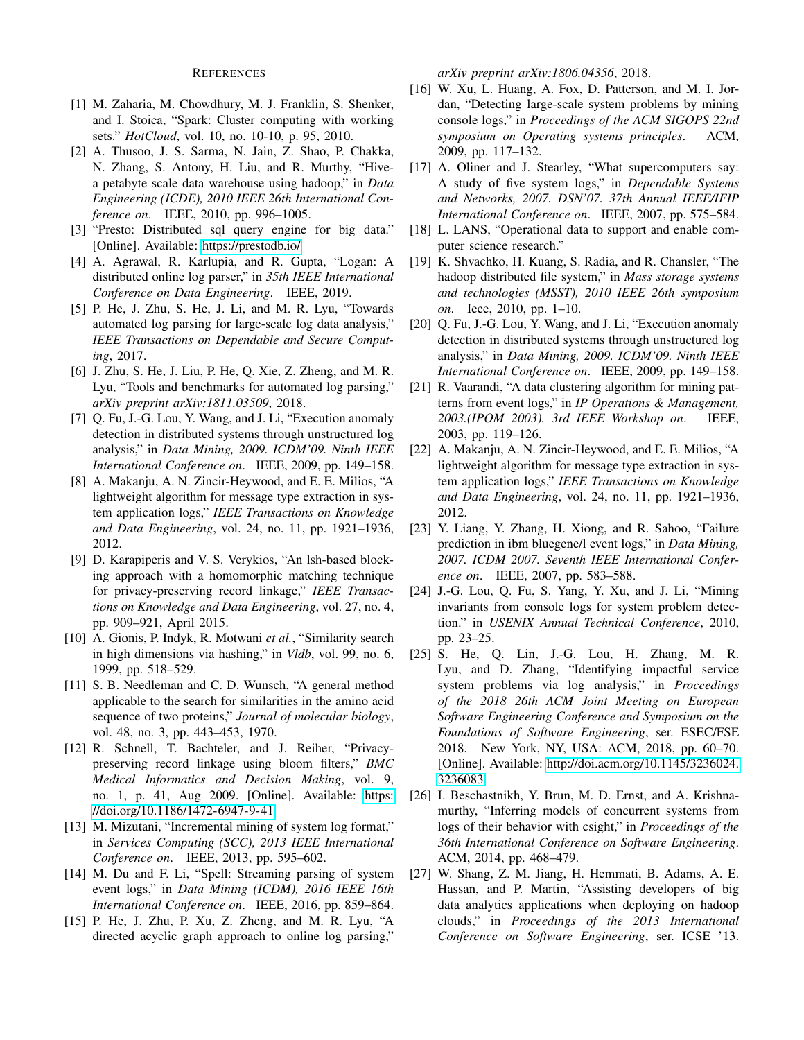# REFERENCES

[1] M. Zaharia, M. Chowdhury, M. J. Franklin, S. Shenker, and I. Stoica, "Spark: Cluster computing with working sets." *HotCloud*, vol. 10, no. 10-10, p. 95, 2010.

[2] A. Thusoo, J. S. Sarma, N. Jain, Z. Shao, P. Chakka, N. Zhang, S. Antony, H. Liu, and R. Murthy, "Hive-a petabyte scale data warehouse using hadoop," in *Data Engineering (ICDE), 2010 IEEE 26th International Conference on*. IEEE, 2010, pp. 996–1005.

[3] "Presto: Distributed sql query engine for big data." [Online]. Available: https://prestodb.io/

[4] A. Agrawal, R. Karlupia, and R. Gupta, "Logan: A distributed online log parser," in *35th IEEE International Conference on Data Engineering*. IEEE, 2019.

[5] P. He, J. Zhu, S. He, J. Li, and M. R. Lyu, "Towards automated log parsing for large-scale log data analysis," *IEEE Transactions on Dependable and Secure Computing*, 2017.

[6] J. Zhu, S. He, J. Liu, P. He, Q. Xie, Z. Zheng, and M. R. Lyu, "Tools and benchmarks for automated log parsing," *arXiv preprint arXiv:1811.03509*, 2018.

[7] Q. Fu, J.-G. Lou, Y. Wang, and J. Li, "Execution anomaly detection in distributed systems through unstructured log analysis," in *Data Mining, 2009. ICDM'09. Ninth IEEE International Conference on*. IEEE, 2009, pp. 149–158.

[8] A. Makanju, A. N. Zincir-Heywood, and E. E. Milios, "A lightweight algorithm for message type extraction in system application logs," *IEEE Transactions on Knowledge and Data Engineering*, vol. 24, no. 11, pp. 1921–1936, 2012.

[9] D. Karapiperis and V. S. Verykios, "An lsh-based blocking approach with a homomorphic matching technique for privacy-preserving record linkage," *IEEE Transactions on Knowledge and Data Engineering*, vol. 27, no. 4, pp. 909–921, April 2015.

[10] A. Gionis, P. Indyk, R. Motwani *et al.*, "Similarity search in high dimensions via hashing," in *Vldb*, vol. 99, no. 6, 1999, pp. 518–529.

[11] S. B. Needleman and C. D. Wunsch, "A general method applicable to the search for similarities in the amino acid sequence of two proteins," *Journal of molecular biology*, vol. 48, no. 3, pp. 443–453, 1970.

[12] R. Schnell, T. Bachteler, and J. Reiher, "Privacy-preserving record linkage using bloom filters," *BMC Medical Informatics and Decision Making*, vol. 9, no. 1, p. 41, Aug 2009. [Online]. Available: https://doi.org/10.1186/1472-6947-9-41

[13] M. Mizutani, "Incremental mining of system log format," in *Services Computing (SCC), 2013 IEEE International Conference on*. IEEE, 2013, pp. 595–602.

[14] M. Du and F. Li, "Spell: Streaming parsing of system event logs," in *Data Mining (ICDM), 2016 IEEE 16th International Conference on*. IEEE, 2016, pp. 859–864.

[15] P. He, J. Zhu, P. Xu, Z. Zheng, and M. R. Lyu, "A directed acyclic graph approach to online log parsing," *arXiv preprint arXiv:1806.04356*, 2018.

[16] W. Xu, L. Huang, A. Fox, D. Patterson, and M. I. Jordan, "Detecting large-scale system problems by mining console logs," in *Proceedings of the ACM SIGOPS 22nd symposium on Operating systems principles*. ACM, 2009, pp. 117–132.

[17] A. Oliner and J. Stearley, "What supercomputers say: A study of five system logs," in *Dependable Systems and Networks, 2007. DSN'07. 37th Annual IEEE/IFIP International Conference on*. IEEE, 2007, pp. 575–584.

[18] L. LANS, "Operational data to support and enable computer science research."

[19] K. Shvachko, H. Kuang, S. Radia, and R. Chansler, "The hadoop distributed file system," in *Mass storage systems and technologies (MSST), 2010 IEEE 26th symposium on*. Ieee, 2010, pp. 1–10.

[20] Q. Fu, J.-G. Lou, Y. Wang, and J. Li, "Execution anomaly detection in distributed systems through unstructured log analysis," in *Data Mining, 2009. ICDM'09. Ninth IEEE International Conference on*. IEEE, 2009, pp. 149–158.

[21] R. Vaarandi, "A data clustering algorithm for mining patterns from event logs," in *IP Operations & Management, 2003.(IPOM 2003). 3rd IEEE Workshop on*. IEEE, 2003, pp. 119–126.

[22] A. Makanju, A. N. Zincir-Heywood, and E. E. Milios, "A lightweight algorithm for message type extraction in system application logs," *IEEE Transactions on Knowledge and Data Engineering*, vol. 24, no. 11, pp. 1921–1936, 2012.

[23] Y. Liang, Y. Zhang, H. Xiong, and R. Sahoo, "Failure prediction in ibm bluegene/l event logs," in *Data Mining, 2007. ICDM 2007. Seventh IEEE International Conference on*. IEEE, 2007, pp. 583–588.

[24] J.-G. Lou, Q. Fu, S. Yang, Y. Xu, and J. Li, "Mining invariants from console logs for system problem detection." in *USENIX Annual Technical Conference*, 2010, pp. 23–25.

[25] S. He, Q. Lin, J.-G. Lou, H. Zhang, M. R. Lyu, and D. Zhang, "Identifying impactful service system problems via log analysis," in *Proceedings of the 2018 26th ACM Joint Meeting on European Software Engineering Conference and Symposium on the Foundations of Software Engineering*, ser. ESEC/FSE 2018. New York, NY, USA: ACM, 2018, pp. 60–70. [Online]. Available: http://doi.acm.org/10.1145/3236024.3236083

[26] I. Beschastnikh, Y. Brun, M. D. Ernst, and A. Krishnamurthy, "Inferring models of concurrent systems from logs of their behavior with csight," in *Proceedings of the 36th International Conference on Software Engineering*. ACM, 2014, pp. 468–479.

[27] W. Shang, Z. M. Jiang, H. Hemmati, B. Adams, A. E. Hassan, and P. Martin, "Assisting developers of big data analytics applications when deploying on hadoop clouds," in *Proceedings of the 2013 International Conference on Software Engineering*, ser. ICSE '13.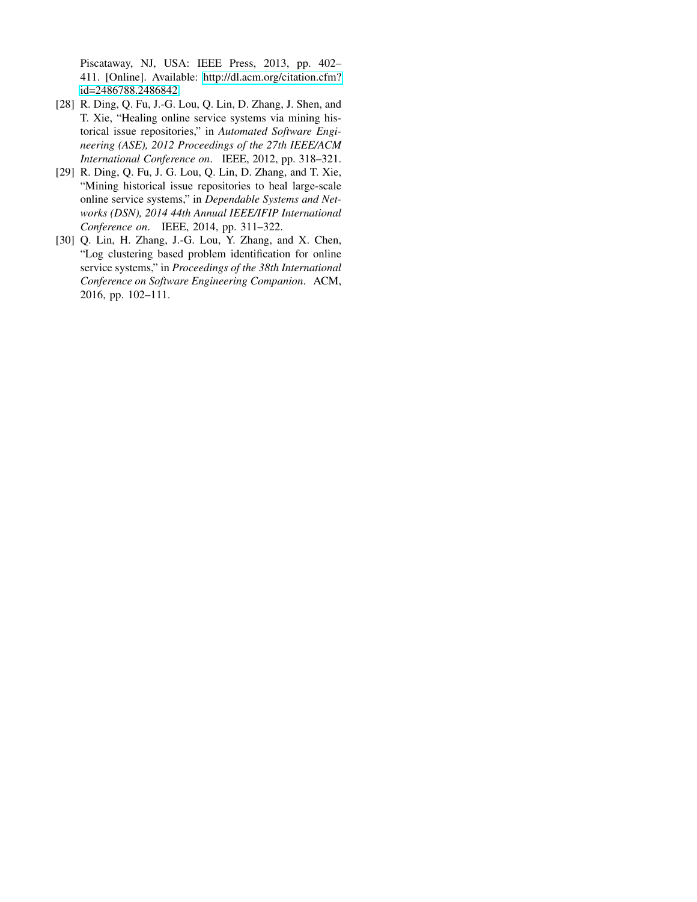Piscataway, NJ, USA: IEEE Press, 2013, pp. 402–411. [Online]. Available: http://dl.acm.org/citation.cfm?id=2486788.2486842

[28] R. Ding, Q. Fu, J.-G. Lou, Q. Lin, D. Zhang, J. Shen, and T. Xie, "Healing online service systems via mining historical issue repositories," in *Automated Software Engineering (ASE), 2012 Proceedings of the 27th IEEE/ACM International Conference on*. IEEE, 2012, pp. 318–321.

[29] R. Ding, Q. Fu, J. G. Lou, Q. Lin, D. Zhang, and T. Xie, "Mining historical issue repositories to heal large-scale online service systems," in *Dependable Systems and Networks (DSN), 2014 44th Annual IEEE/IFIP International Conference on*. IEEE, 2014, pp. 311–322.

[30] Q. Lin, H. Zhang, J.-G. Lou, Y. Zhang, and X. Chen, "Log clustering based problem identification for online service systems," in *Proceedings of the 38th International Conference on Software Engineering Companion*. ACM, 2016, pp. 102–111.